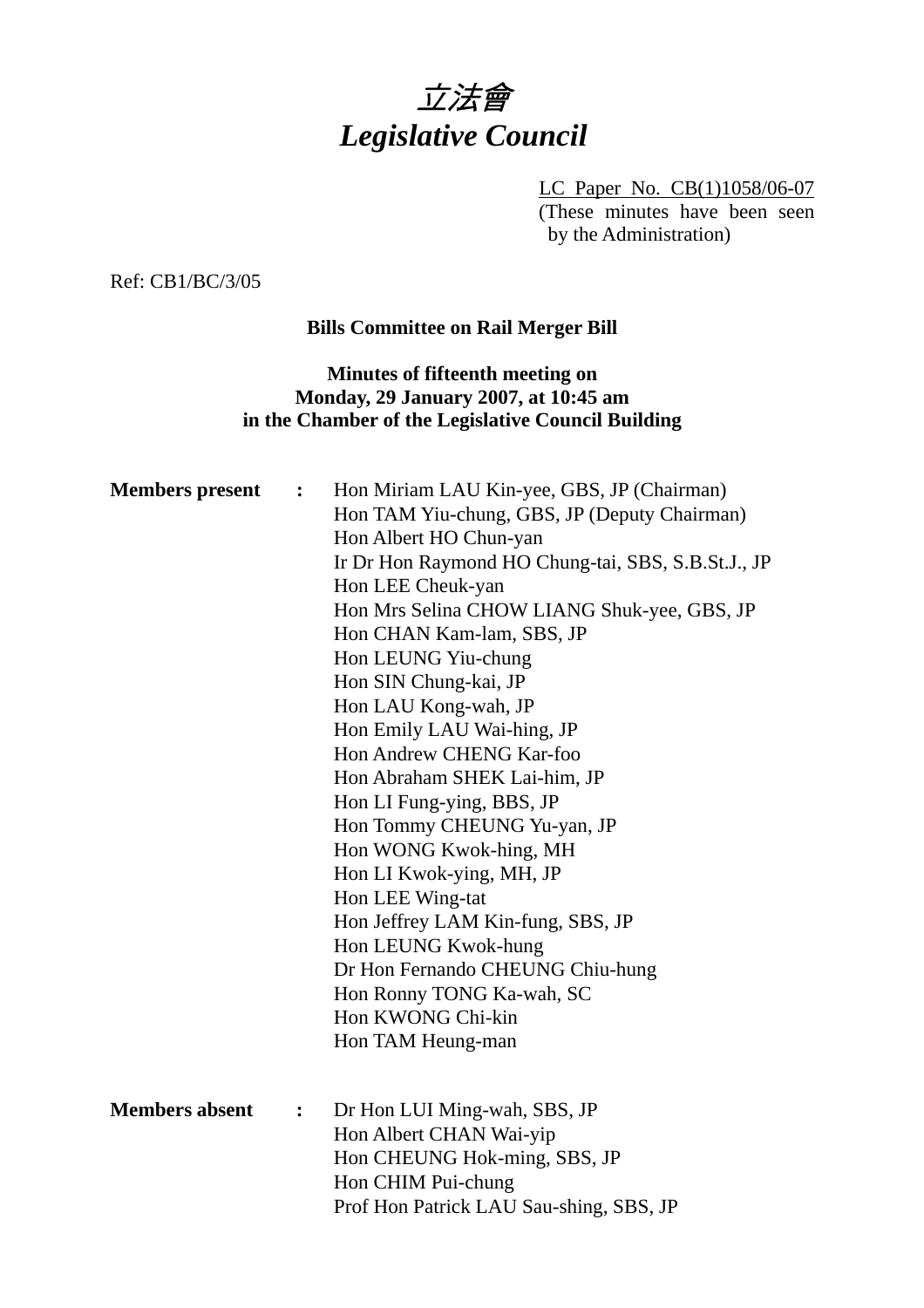# *立法會*
# *Legislative Council*

LC Paper No. CB(1)1058/06-07
(These minutes have been seen by the Administration)

Ref: CB1/BC/3/05

**Bills Committee on Rail Merger Bill**

**Minutes of fifteenth meeting on**
**Monday, 29 January 2007, at 10:45 am**
**in the Chamber of the Legislative Council Building**

**Members present :**

Hon Miriam LAU Kin-yee, GBS, JP (Chairman)
Hon TAM Yiu-chung, GBS, JP (Deputy Chairman)
Hon Albert HO Chun-yan
Ir Dr Hon Raymond HO Chung-tai, SBS, S.B.St.J., JP
Hon LEE Cheuk-yan
Hon Mrs Selina CHOW LIANG Shuk-yee, GBS, JP
Hon CHAN Kam-lam, SBS, JP
Hon LEUNG Yiu-chung
Hon SIN Chung-kai, JP
Hon LAU Kong-wah, JP
Hon Emily LAU Wai-hing, JP
Hon Andrew CHENG Kar-foo
Hon Abraham SHEK Lai-him, JP
Hon LI Fung-ying, BBS, JP
Hon Tommy CHEUNG Yu-yan, JP
Hon WONG Kwok-hing, MH
Hon LI Kwok-ying, MH, JP
Hon LEE Wing-tat
Hon Jeffrey LAM Kin-fung, SBS, JP
Hon LEUNG Kwok-hung
Dr Hon Fernando CHEUNG Chiu-hung
Hon Ronny TONG Ka-wah, SC
Hon KWONG Chi-kin
Hon TAM Heung-man

**Members absent :**

Dr Hon LUI Ming-wah, SBS, JP
Hon Albert CHAN Wai-yip
Hon CHEUNG Hok-ming, SBS, JP
Hon CHIM Pui-chung
Prof Hon Patrick LAU Sau-shing, SBS, JP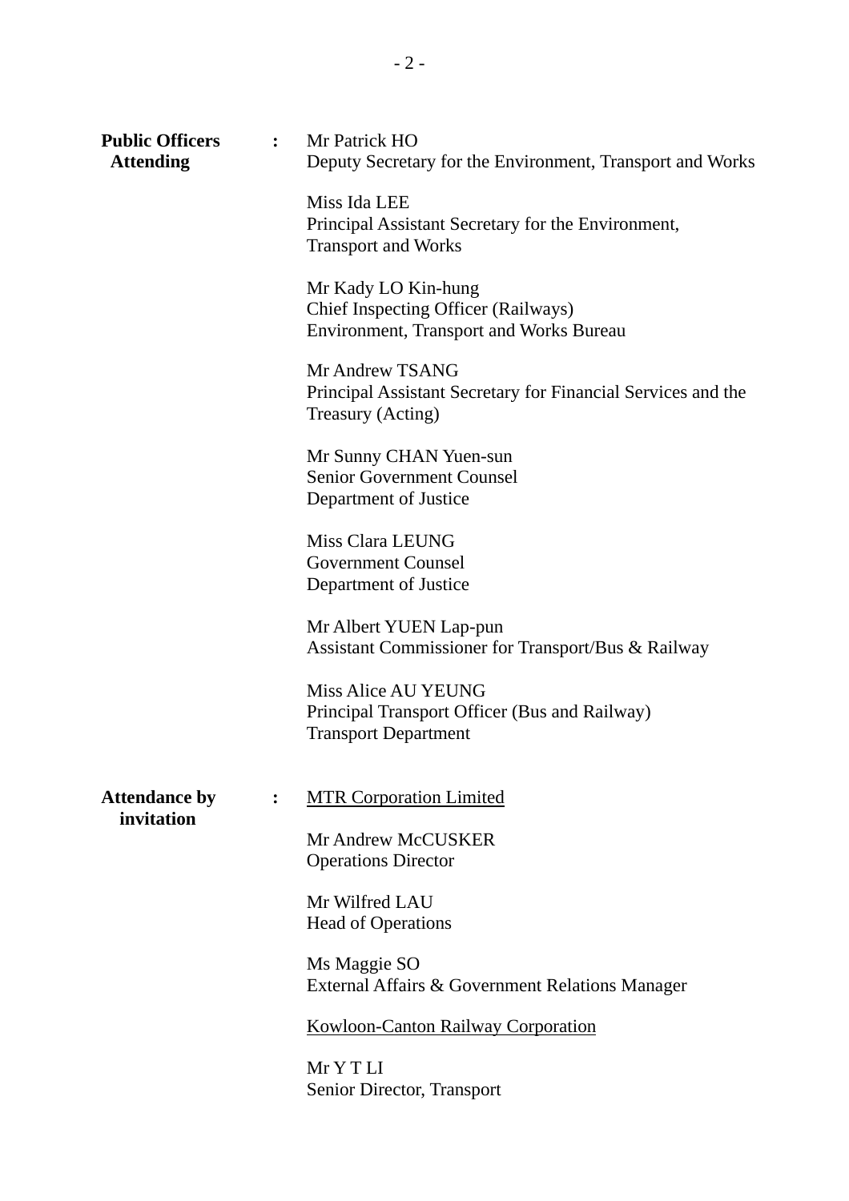**Public Officers Attending** :

Mr Patrick HO
Deputy Secretary for the Environment, Transport and Works

Miss Ida LEE
Principal Assistant Secretary for the Environment, Transport and Works

Mr Kady LO Kin-hung
Chief Inspecting Officer (Railways)
Environment, Transport and Works Bureau

Mr Andrew TSANG
Principal Assistant Secretary for Financial Services and the Treasury (Acting)

Mr Sunny CHAN Yuen-sun
Senior Government Counsel
Department of Justice

Miss Clara LEUNG
Government Counsel
Department of Justice

Mr Albert YUEN Lap-pun
Assistant Commissioner for Transport/Bus & Railway

Miss Alice AU YEUNG
Principal Transport Officer (Bus and Railway)
Transport Department

**Attendance by invitation** :

<u>MTR Corporation Limited</u>

Mr Andrew McCUSKER
Operations Director

Mr Wilfred LAU
Head of Operations

Ms Maggie SO
External Affairs & Government Relations Manager

<u>Kowloon-Canton Railway Corporation</u>

Mr Y T LI
Senior Director, Transport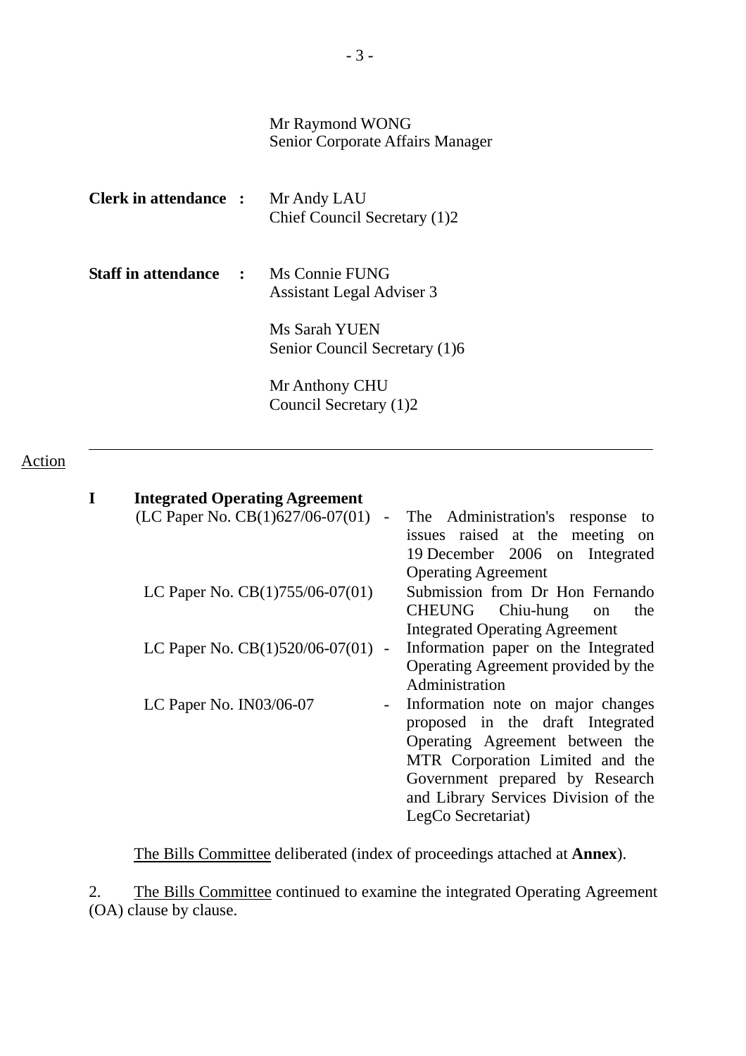Mr Raymond WONG
Senior Corporate Affairs Manager

**Clerk in attendance :** Mr Andy LAU
Chief Council Secretary (1)2

**Staff in attendance :** Ms Connie FUNG
Assistant Legal Adviser 3

Ms Sarah YUEN
Senior Council Secretary (1)6

Mr Anthony CHU
Council Secretary (1)2

---

Action

**I Integrated Operating Agreement**

| | | |
|---|---|---|
| (LC Paper No. CB(1)627/06-07(01) | - | The Administration's response to issues raised at the meeting on 19 December 2006 on Integrated Operating Agreement |
| LC Paper No. CB(1)755/06-07(01) | | Submission from Dr Hon Fernando CHEUNG Chiu-hung on the Integrated Operating Agreement |
| LC Paper No. CB(1)520/06-07(01) | - | Information paper on the Integrated Operating Agreement provided by the Administration |
| LC Paper No. IN03/06-07 | - | Information note on major changes proposed in the draft Integrated Operating Agreement between the MTR Corporation Limited and the Government prepared by Research and Library Services Division of the LegCo Secretariat) |

The Bills Committee deliberated (index of proceedings attached at **Annex**).

2. The Bills Committee continued to examine the integrated Operating Agreement (OA) clause by clause.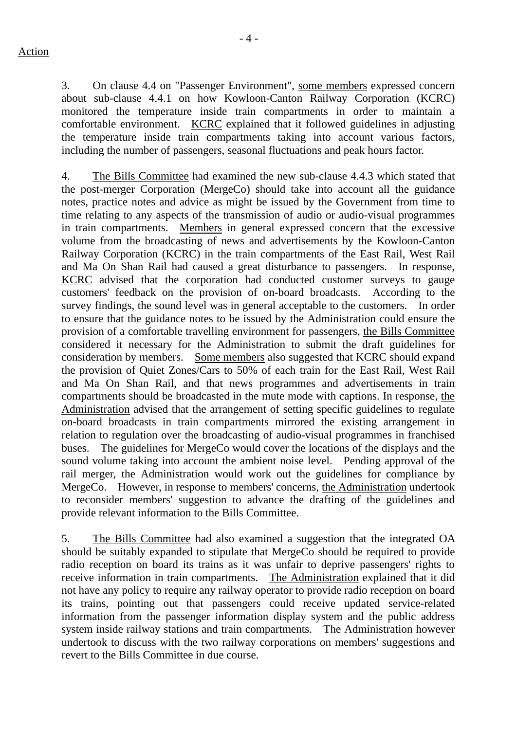Action

3. On clause 4.4 on "Passenger Environment", some members expressed concern about sub-clause 4.4.1 on how Kowloon-Canton Railway Corporation (KCRC) monitored the temperature inside train compartments in order to maintain a comfortable environment. KCRC explained that it followed guidelines in adjusting the temperature inside train compartments taking into account various factors, including the number of passengers, seasonal fluctuations and peak hours factor.

4. The Bills Committee had examined the new sub-clause 4.4.3 which stated that the post-merger Corporation (MergeCo) should take into account all the guidance notes, practice notes and advice as might be issued by the Government from time to time relating to any aspects of the transmission of audio or audio-visual programmes in train compartments. Members in general expressed concern that the excessive volume from the broadcasting of news and advertisements by the Kowloon-Canton Railway Corporation (KCRC) in the train compartments of the East Rail, West Rail and Ma On Shan Rail had caused a great disturbance to passengers. In response, KCRC advised that the corporation had conducted customer surveys to gauge customers' feedback on the provision of on-board broadcasts. According to the survey findings, the sound level was in general acceptable to the customers. In order to ensure that the guidance notes to be issued by the Administration could ensure the provision of a comfortable travelling environment for passengers, the Bills Committee considered it necessary for the Administration to submit the draft guidelines for consideration by members. Some members also suggested that KCRC should expand the provision of Quiet Zones/Cars to 50% of each train for the East Rail, West Rail and Ma On Shan Rail, and that news programmes and advertisements in train compartments should be broadcasted in the mute mode with captions. In response, the Administration advised that the arrangement of setting specific guidelines to regulate on-board broadcasts in train compartments mirrored the existing arrangement in relation to regulation over the broadcasting of audio-visual programmes in franchised buses. The guidelines for MergeCo would cover the locations of the displays and the sound volume taking into account the ambient noise level. Pending approval of the rail merger, the Administration would work out the guidelines for compliance by MergeCo. However, in response to members' concerns, the Administration undertook to reconsider members' suggestion to advance the drafting of the guidelines and provide relevant information to the Bills Committee.

5. The Bills Committee had also examined a suggestion that the integrated OA should be suitably expanded to stipulate that MergeCo should be required to provide radio reception on board its trains as it was unfair to deprive passengers' rights to receive information in train compartments. The Administration explained that it did not have any policy to require any railway operator to provide radio reception on board its trains, pointing out that passengers could receive updated service-related information from the passenger information display system and the public address system inside railway stations and train compartments. The Administration however undertook to discuss with the two railway corporations on members' suggestions and revert to the Bills Committee in due course.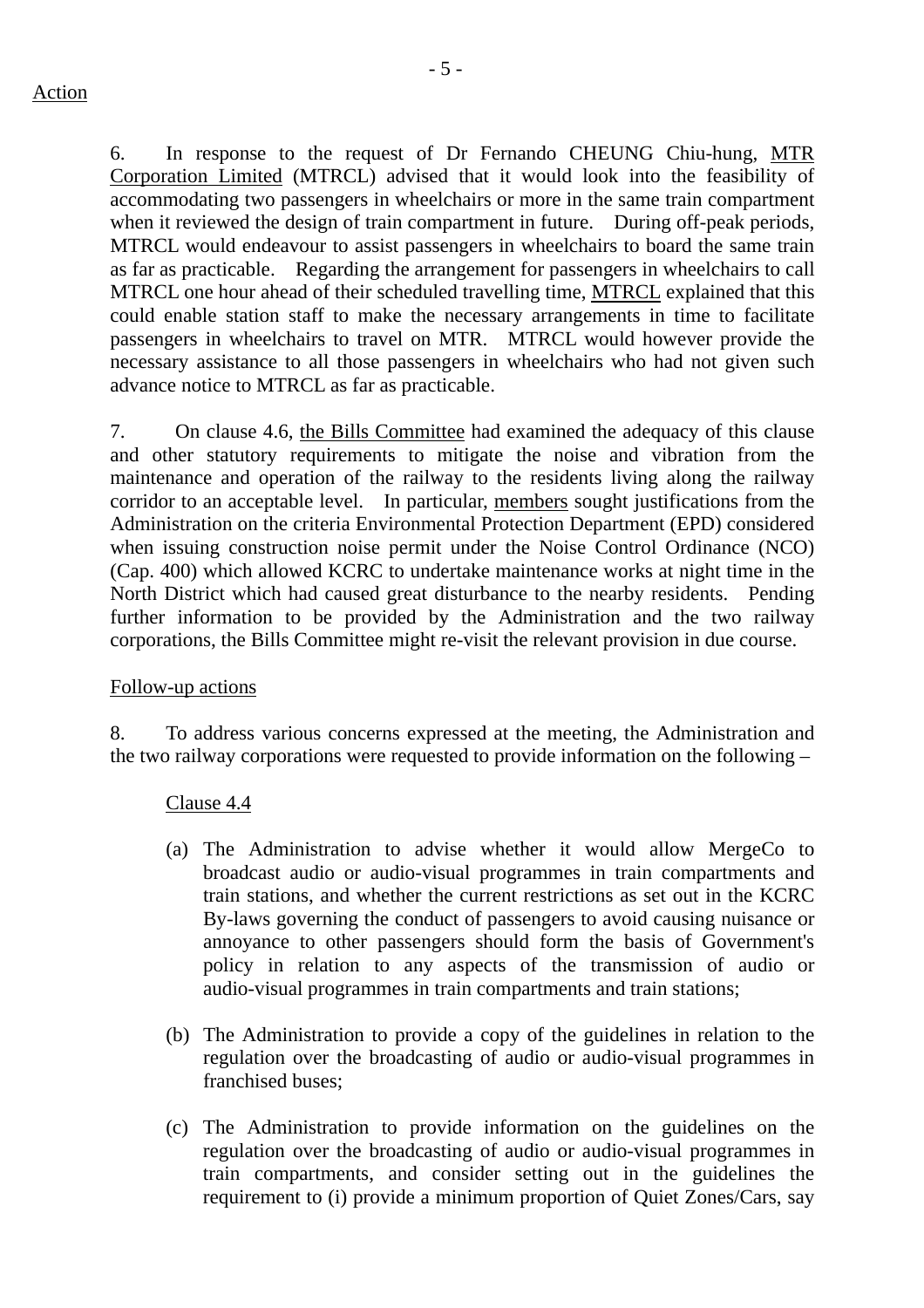Action

6. In response to the request of Dr Fernando CHEUNG Chiu-hung, MTR Corporation Limited (MTRCL) advised that it would look into the feasibility of accommodating two passengers in wheelchairs or more in the same train compartment when it reviewed the design of train compartment in future. During off-peak periods, MTRCL would endeavour to assist passengers in wheelchairs to board the same train as far as practicable. Regarding the arrangement for passengers in wheelchairs to call MTRCL one hour ahead of their scheduled travelling time, MTRCL explained that this could enable station staff to make the necessary arrangements in time to facilitate passengers in wheelchairs to travel on MTR. MTRCL would however provide the necessary assistance to all those passengers in wheelchairs who had not given such advance notice to MTRCL as far as practicable.

7. On clause 4.6, the Bills Committee had examined the adequacy of this clause and other statutory requirements to mitigate the noise and vibration from the maintenance and operation of the railway to the residents living along the railway corridor to an acceptable level. In particular, members sought justifications from the Administration on the criteria Environmental Protection Department (EPD) considered when issuing construction noise permit under the Noise Control Ordinance (NCO) (Cap. 400) which allowed KCRC to undertake maintenance works at night time in the North District which had caused great disturbance to the nearby residents. Pending further information to be provided by the Administration and the two railway corporations, the Bills Committee might re-visit the relevant provision in due course.

Follow-up actions

8. To address various concerns expressed at the meeting, the Administration and the two railway corporations were requested to provide information on the following –

Clause 4.4

(a) The Administration to advise whether it would allow MergeCo to broadcast audio or audio-visual programmes in train compartments and train stations, and whether the current restrictions as set out in the KCRC By-laws governing the conduct of passengers to avoid causing nuisance or annoyance to other passengers should form the basis of Government's policy in relation to any aspects of the transmission of audio or audio-visual programmes in train compartments and train stations;

(b) The Administration to provide a copy of the guidelines in relation to the regulation over the broadcasting of audio or audio-visual programmes in franchised buses;

(c) The Administration to provide information on the guidelines on the regulation over the broadcasting of audio or audio-visual programmes in train compartments, and consider setting out in the guidelines the requirement to (i) provide a minimum proportion of Quiet Zones/Cars, say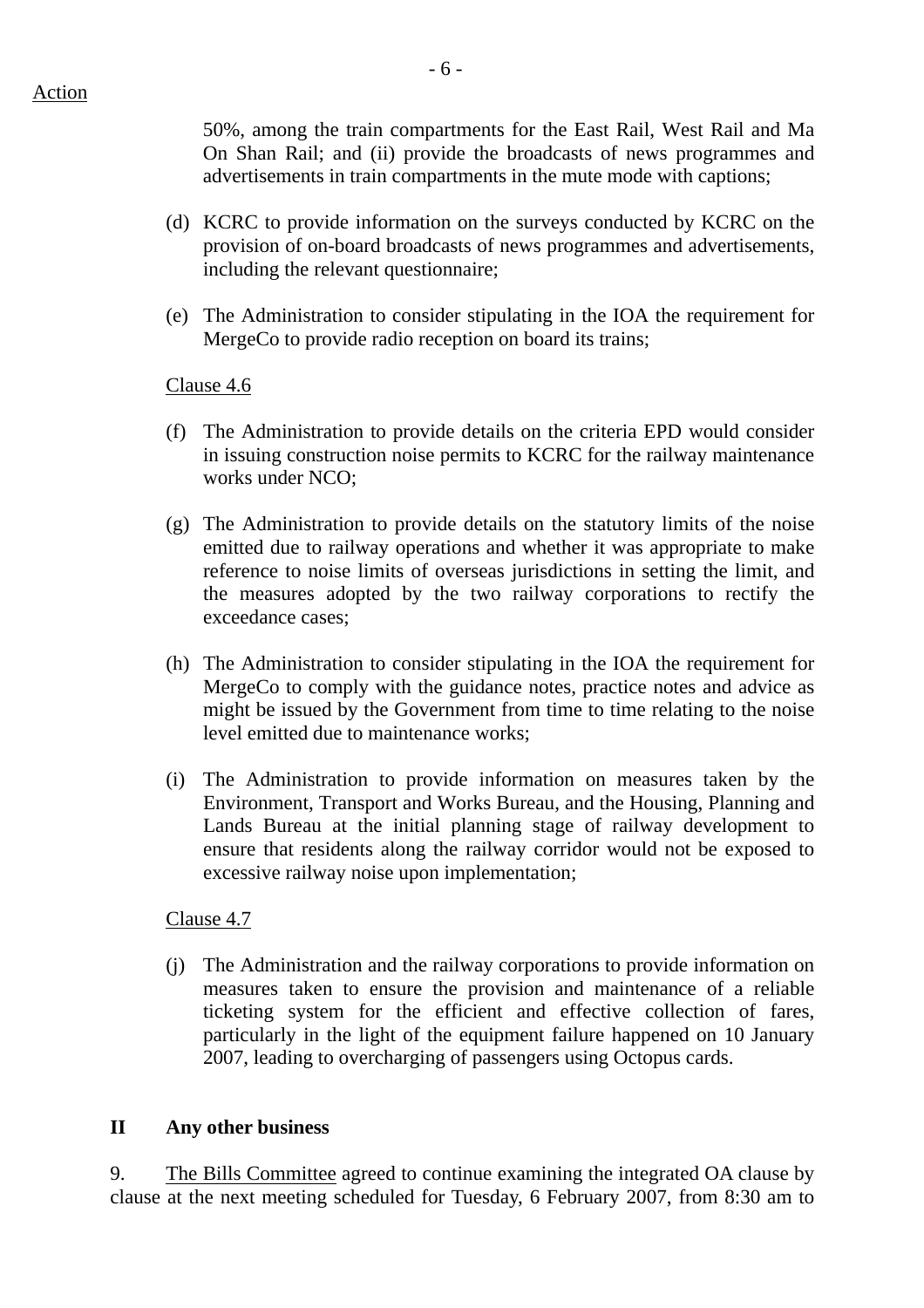Action

50%, among the train compartments for the East Rail, West Rail and Ma On Shan Rail; and (ii) provide the broadcasts of news programmes and advertisements in train compartments in the mute mode with captions;

(d) KCRC to provide information on the surveys conducted by KCRC on the provision of on-board broadcasts of news programmes and advertisements, including the relevant questionnaire;

(e) The Administration to consider stipulating in the IOA the requirement for MergeCo to provide radio reception on board its trains;

Clause 4.6

(f) The Administration to provide details on the criteria EPD would consider in issuing construction noise permits to KCRC for the railway maintenance works under NCO;

(g) The Administration to provide details on the statutory limits of the noise emitted due to railway operations and whether it was appropriate to make reference to noise limits of overseas jurisdictions in setting the limit, and the measures adopted by the two railway corporations to rectify the exceedance cases;

(h) The Administration to consider stipulating in the IOA the requirement for MergeCo to comply with the guidance notes, practice notes and advice as might be issued by the Government from time to time relating to the noise level emitted due to maintenance works;

(i) The Administration to provide information on measures taken by the Environment, Transport and Works Bureau, and the Housing, Planning and Lands Bureau at the initial planning stage of railway development to ensure that residents along the railway corridor would not be exposed to excessive railway noise upon implementation;

Clause 4.7

(j) The Administration and the railway corporations to provide information on measures taken to ensure the provision and maintenance of a reliable ticketing system for the efficient and effective collection of fares, particularly in the light of the equipment failure happened on 10 January 2007, leading to overcharging of passengers using Octopus cards.

**II Any other business**

9. The Bills Committee agreed to continue examining the integrated OA clause by clause at the next meeting scheduled for Tuesday, 6 February 2007, from 8:30 am to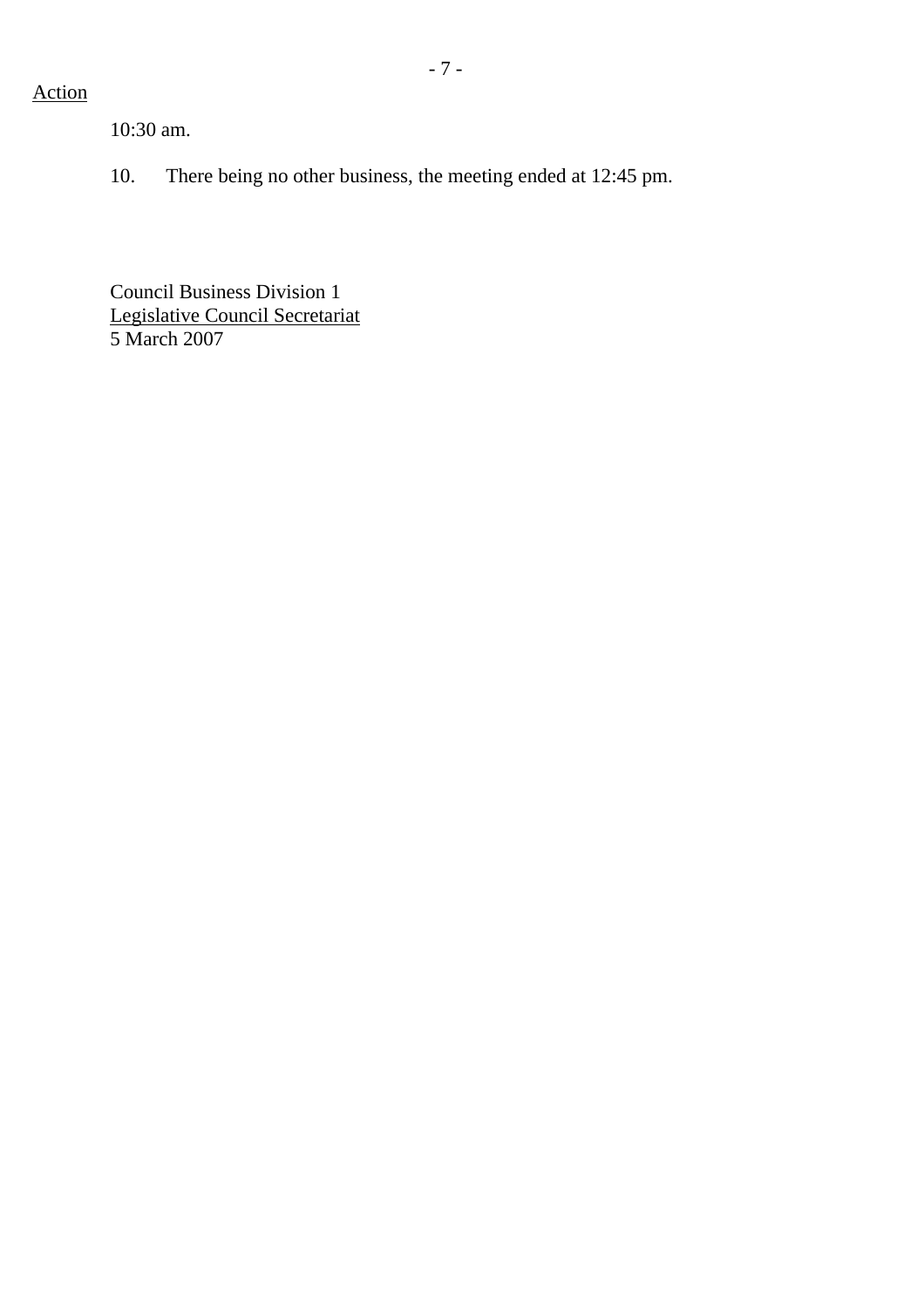Action

10:30 am.

10. There being no other business, the meeting ended at 12:45 pm.

Council Business Division 1
Legislative Council Secretariat
5 March 2007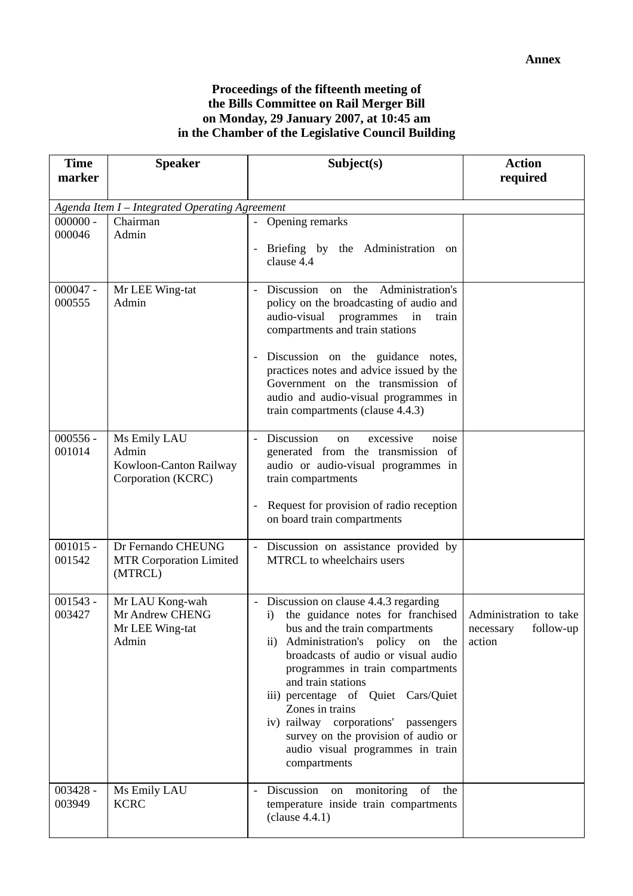**Annex**

**Proceedings of the fifteenth meeting of the Bills Committee on Rail Merger Bill on Monday, 29 January 2007, at 10:45 am in the Chamber of the Legislative Council Building**

| Time marker | Speaker | Subject(s) | Action required |
|---|---|---|---|
| *Agenda Item I – Integrated Operating Agreement* | | | |
| 000000 - 000046 | Chairman<br>Admin | - Opening remarks<br><br>- Briefing by the Administration on clause 4.4 | |
| 000047 - 000555 | Mr LEE Wing-tat<br>Admin | - Discussion on the Administration's policy on the broadcasting of audio and audio-visual programmes in train compartments and train stations<br><br>- Discussion on the guidance notes, practices notes and advice issued by the Government on the transmission of audio and audio-visual programmes in train compartments (clause 4.4.3) | |
| 000556 - 001014 | Ms Emily LAU<br>Admin<br>Kowloon-Canton Railway Corporation (KCRC) | - Discussion on excessive noise generated from the transmission of audio or audio-visual programmes in train compartments<br><br>- Request for provision of radio reception on board train compartments | |
| 001015 - 001542 | Dr Fernando CHEUNG<br>MTR Corporation Limited (MTRCL) | - Discussion on assistance provided by MTRCL to wheelchairs users | |
| 001543 - 003427 | Mr LAU Kong-wah<br>Mr Andrew CHENG<br>Mr LEE Wing-tat<br>Admin | - Discussion on clause 4.4.3 regarding<br>i) the guidance notes for franchised bus and the train compartments<br>ii) Administration's policy on the broadcasts of audio or visual audio programmes in train compartments and train stations<br>iii) percentage of Quiet Cars/Quiet Zones in trains<br>iv) railway corporations' passengers survey on the provision of audio or audio visual programmes in train compartments | Administration to take necessary follow-up action |
| 003428 - 003949 | Ms Emily LAU<br>KCRC | - Discussion on monitoring of the temperature inside train compartments (clause 4.4.1) | |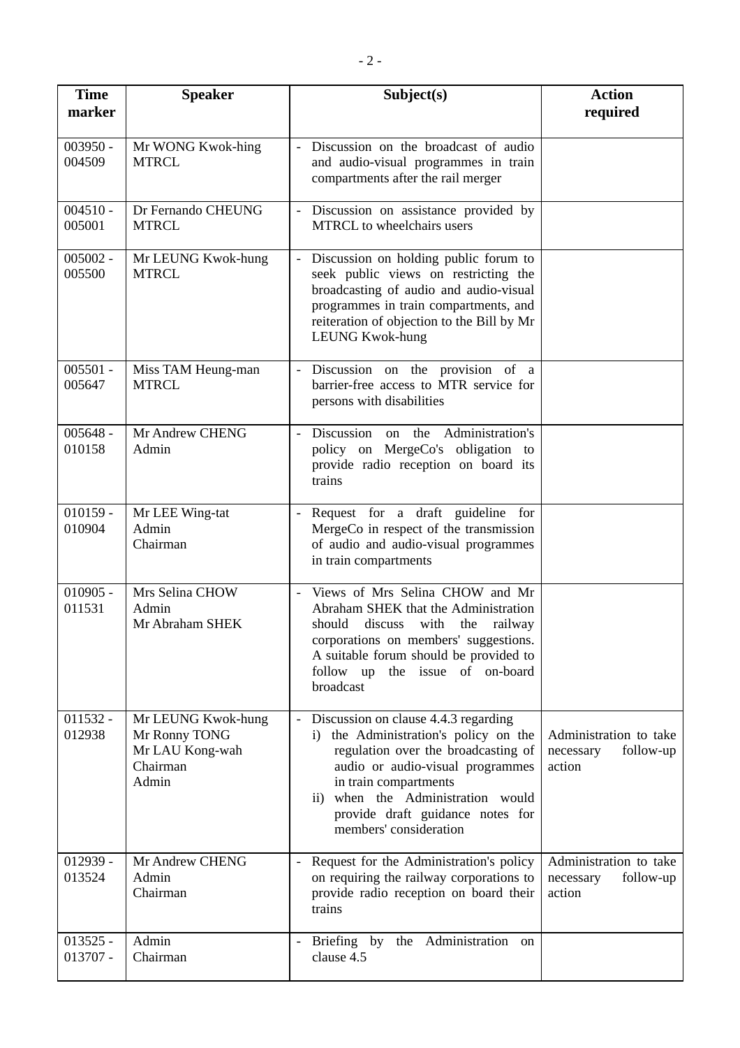| Time marker | Speaker | Subject(s) | Action required |
|---|---|---|---|
| 003950 - 004509 | Mr WONG Kwok-hing<br>MTRCL | - Discussion on the broadcast of audio and audio-visual programmes in train compartments after the rail merger | |
| 004510 - 005001 | Dr Fernando CHEUNG<br>MTRCL | - Discussion on assistance provided by MTRCL to wheelchairs users | |
| 005002 - 005500 | Mr LEUNG Kwok-hung<br>MTRCL | - Discussion on holding public forum to seek public views on restricting the broadcasting of audio and audio-visual programmes in train compartments, and reiteration of objection to the Bill by Mr LEUNG Kwok-hung | |
| 005501 - 005647 | Miss TAM Heung-man<br>MTRCL | - Discussion on the provision of a barrier-free access to MTR service for persons with disabilities | |
| 005648 - 010158 | Mr Andrew CHENG<br>Admin | - Discussion on the Administration's policy on MergeCo's obligation to provide radio reception on board its trains | |
| 010159 - 010904 | Mr LEE Wing-tat<br>Admin<br>Chairman | - Request for a draft guideline for MergeCo in respect of the transmission of audio and audio-visual programmes in train compartments | |
| 010905 - 011531 | Mrs Selina CHOW<br>Admin<br>Mr Abraham SHEK | - Views of Mrs Selina CHOW and Mr Abraham SHEK that the Administration should discuss with the railway corporations on members' suggestions. A suitable forum should be provided to follow up the issue of on-board broadcast | |
| 011532 - 012938 | Mr LEUNG Kwok-hung<br>Mr Ronny TONG<br>Mr LAU Kong-wah<br>Chairman<br>Admin | - Discussion on clause 4.4.3 regarding<br>i) the Administration's policy on the regulation over the broadcasting of audio or audio-visual programmes in train compartments<br>ii) when the Administration would provide draft guidance notes for members' consideration | Administration to take necessary follow-up action |
| 012939 - 013524 | Mr Andrew CHENG<br>Admin<br>Chairman | - Request for the Administration's policy on requiring the railway corporations to provide radio reception on board their trains | Administration to take necessary follow-up action |
| 013525 - 013707 - | Admin<br>Chairman | - Briefing by the Administration on clause 4.5 | |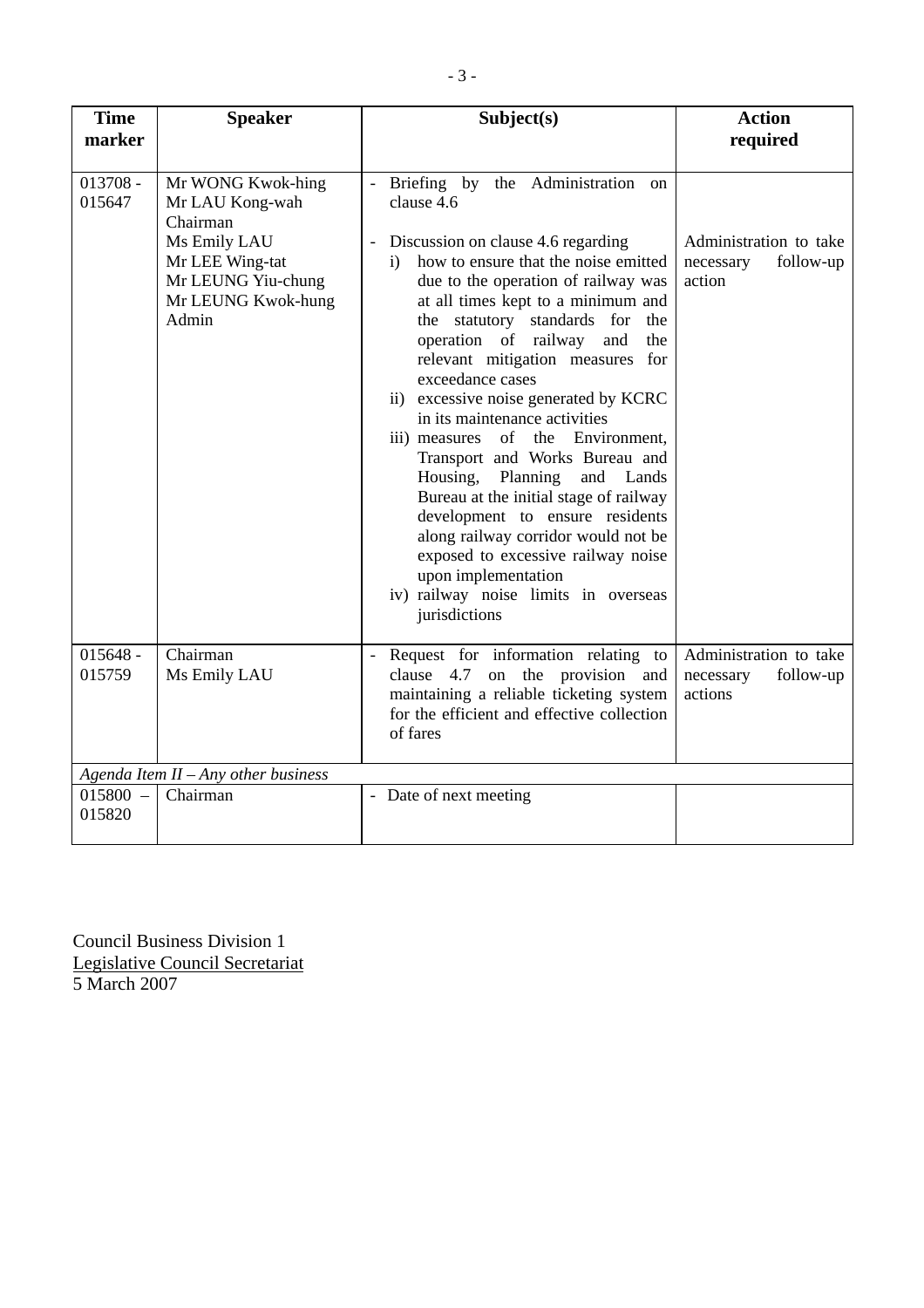| Time marker | Speaker | Subject(s) | Action required |
|---|---|---|---|
| 013708 - 015647 | Mr WONG Kwok-hing<br>Mr LAU Kong-wah<br>Chairman<br>Ms Emily LAU<br>Mr LEE Wing-tat<br>Mr LEUNG Yiu-chung<br>Mr LEUNG Kwok-hung<br>Admin | - Briefing by the Administration on clause 4.6<br><br>- Discussion on clause 4.6 regarding<br>i) how to ensure that the noise emitted due to the operation of railway was at all times kept to a minimum and the statutory standards for the operation of railway and the relevant mitigation measures for exceedance cases<br>ii) excessive noise generated by KCRC in its maintenance activities<br>iii) measures of the Environment, Transport and Works Bureau and Housing, Planning and Lands Bureau at the initial stage of railway development to ensure residents along railway corridor would not be exposed to excessive railway noise upon implementation<br>iv) railway noise limits in overseas jurisdictions | Administration to take necessary follow-up action |
| 015648 - 015759 | Chairman<br>Ms Emily LAU | - Request for information relating to clause 4.7 on the provision and maintaining a reliable ticketing system for the efficient and effective collection of fares | Administration to take necessary follow-up actions |
| *Agenda Item II – Any other business* | | | |
| 015800 – 015820 | Chairman | - Date of next meeting | |

Council Business Division 1
Legislative Council Secretariat
5 March 2007